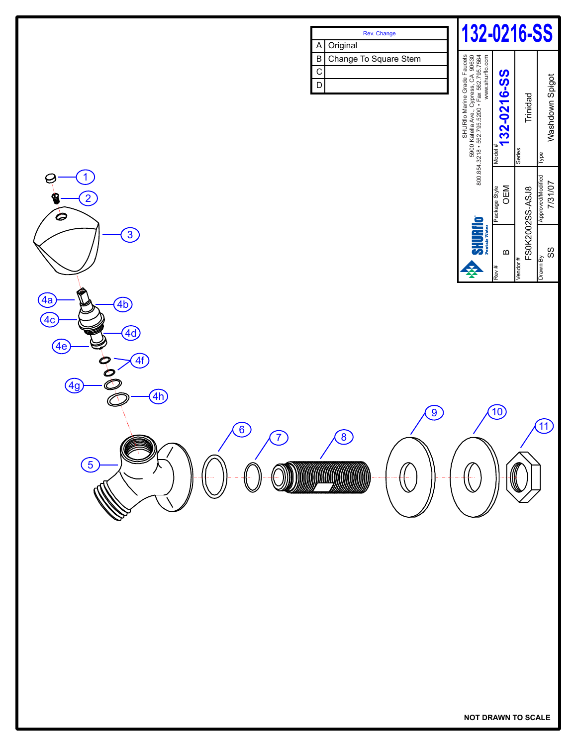# 132-0216-SS

| Rev. | Change |
|---|---|
| A | Original |
| B | Change To Square Stem |
| C | |
| D | |

SHURflo Marine Grade Faucets
5900 Katella Ave., Cypress, CA 90630
800.854.3218 • 562.795.5200 • Fax 562.795.7564
www.shurflo.com

SHURflo Pentair Water

| Rev # | Package Style | Model # |
|---|---|---|
| B | OEM | 132-0216-SS |

| Vendor # | Series |
|---|---|
| FS0K2002SS-ASJ8 | Trinidad |

| Drawn By | Approved/Modified | Type |
|---|---|---|
| SS | 7/31/07 | Washdown Spigot |

1
2
3
4a
4b
4c
4d
4e
4f
4g
4h
5
6
7
8
9
10
11

NOT DRAWN TO SCALE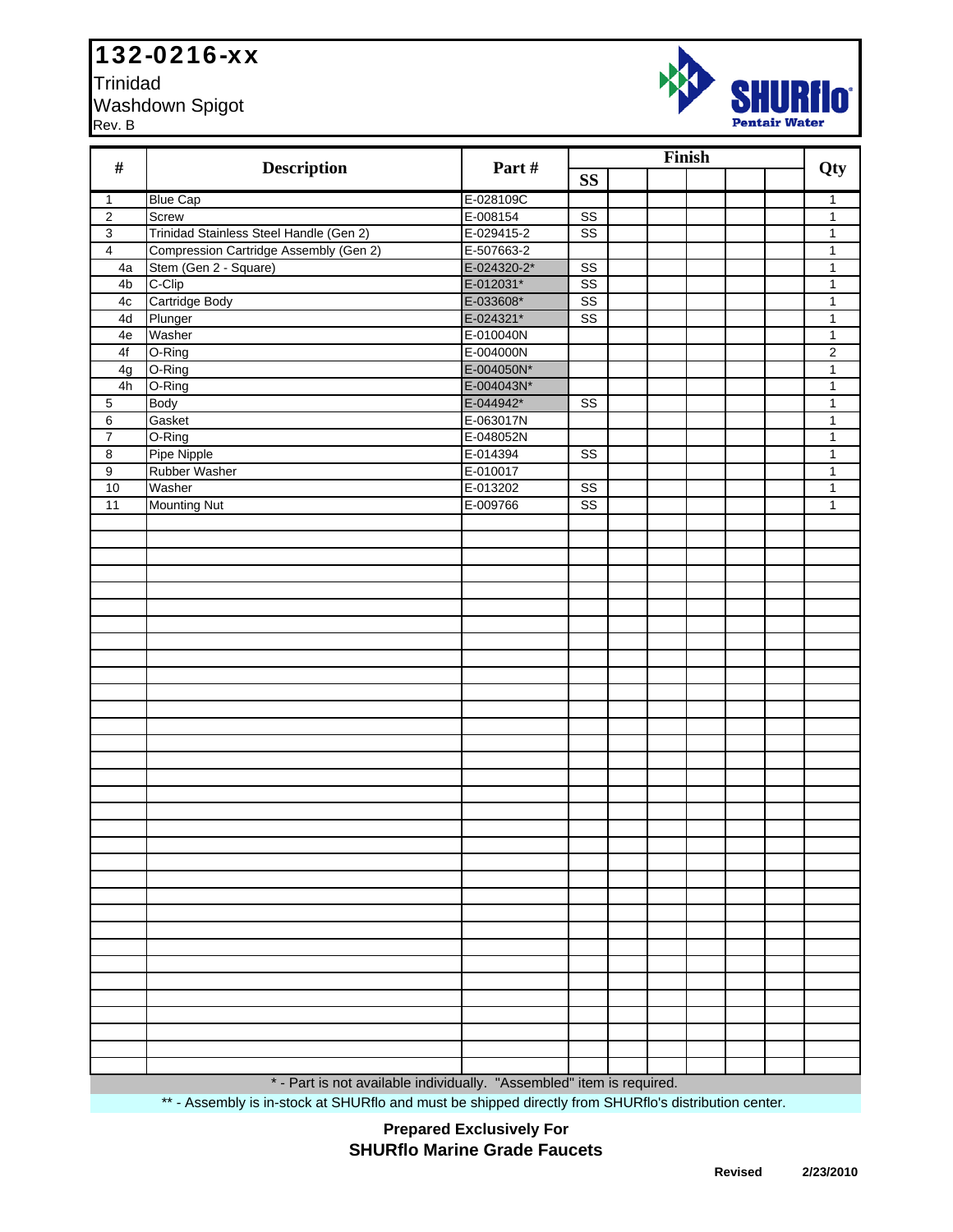# 132-0216-xx

Trinidad

Washdown Spigot

Rev. B

SHURflo Pentair Water

| # | Description | Part # | Finish | | | | | | Qty |
|---|---|---|---|---|---|---|---|---|---|
| | | | SS | | | | | | |
| 1 | Blue Cap | E-028109C | | | | | | | 1 |
| 2 | Screw | E-008154 | SS | | | | | | 1 |
| 3 | Trinidad Stainless Steel Handle (Gen 2) | E-029415-2 | SS | | | | | | 1 |
| 4 | Compression Cartridge Assembly (Gen 2) | E-507663-2 | | | | | | | 1 |
| 4a | Stem (Gen 2 - Square) | E-024320-2* | SS | | | | | | 1 |
| 4b | C-Clip | E-012031* | SS | | | | | | 1 |
| 4c | Cartridge Body | E-033608* | SS | | | | | | 1 |
| 4d | Plunger | E-024321* | SS | | | | | | 1 |
| 4e | Washer | E-010040N | | | | | | | 1 |
| 4f | O-Ring | E-004000N | | | | | | | 2 |
| 4g | O-Ring | E-004050N* | | | | | | | 1 |
| 4h | O-Ring | E-004043N* | | | | | | | 1 |
| 5 | Body | E-044942* | SS | | | | | | 1 |
| 6 | Gasket | E-063017N | | | | | | | 1 |
| 7 | O-Ring | E-048052N | | | | | | | 1 |
| 8 | Pipe Nipple | E-014394 | SS | | | | | | 1 |
| 9 | Rubber Washer | E-010017 | | | | | | | 1 |
| 10 | Washer | E-013202 | SS | | | | | | 1 |
| 11 | Mounting Nut | E-009766 | SS | | | | | | 1 |

* - Part is not available individually. "Assembled" item is required.

** - Assembly is in-stock at SHURflo and must be shipped directly from SHURflo's distribution center.

**Prepared Exclusively For**
**SHURflo Marine Grade Faucets**

**Revised** **2/23/2010**